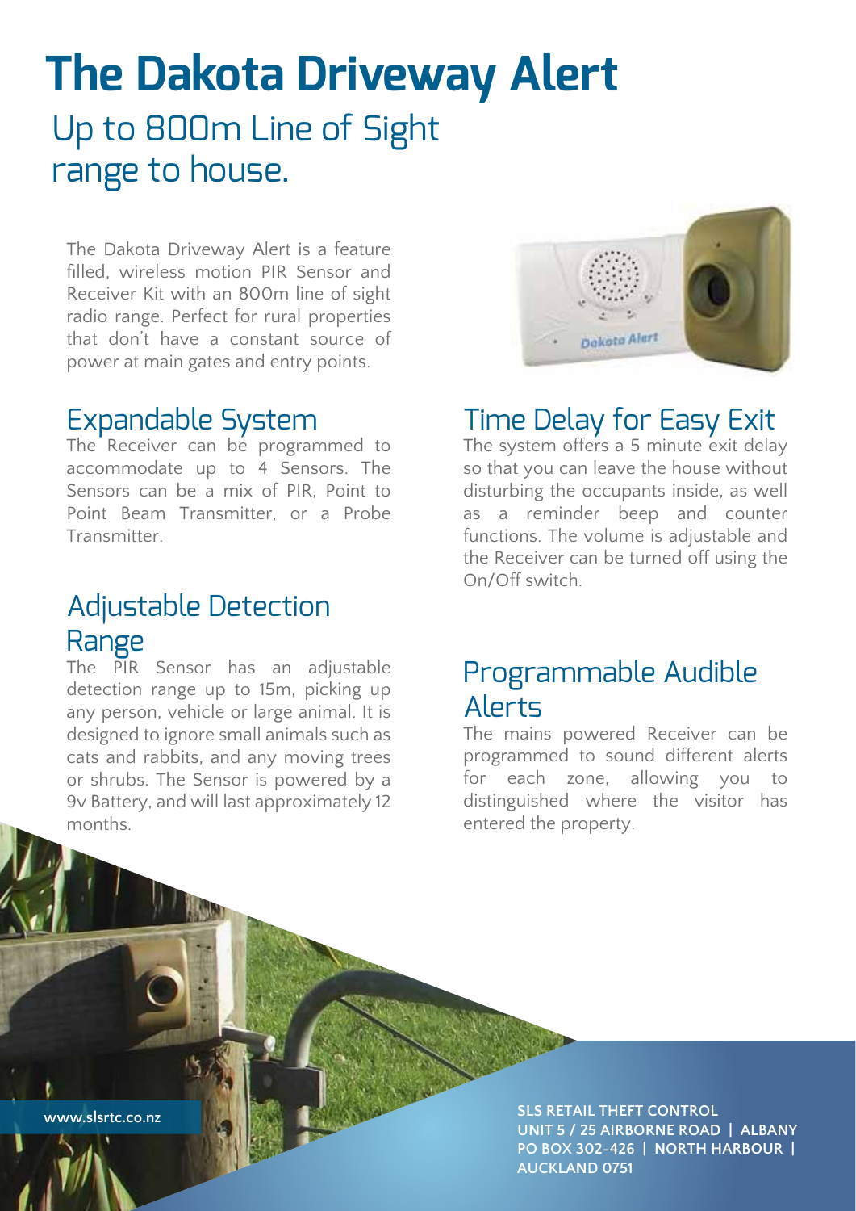# The Dakota Driveway Alert

## Up to 800m Line of Sight range to house.

The Dakota Driveway Alert is a feature filled, wireless motion PIR Sensor and Receiver Kit with an 800m line of sight radio range. Perfect for rural properties that don't have a constant source of power at main gates and entry points.

## Expandable System

The Receiver can be programmed to accommodate up to 4 Sensors. The Sensors can be a mix of PIR, Point to Point Beam Transmitter, or a Probe Transmitter.

## Adjustable Detection Range

The PIR Sensor has an adjustable detection range up to 15m, picking up any person, vehicle or large animal. It is designed to ignore small animals such as cats and rabbits, and any moving trees or shrubs. The Sensor is powered by a 9v Battery, and will last approximately 12 months.

## Time Delay for Easy Exit

The system offers a 5 minute exit delay so that you can leave the house without disturbing the occupants inside, as well as a reminder beep and counter functions. The volume is adjustable and the Receiver can be turned off using the On/Off switch.

## Programmable Audible Alerts

The mains powered Receiver can be programmed to sound different alerts for each zone, allowing you to distinguished where the visitor has entered the property.

www.slsrtc.co.nz

**SLS RETAIL THEFT CONTROL**
**UNIT 5 / 25 AIRBORNE ROAD | ALBANY**
**PO BOX 302-426 | NORTH HARBOUR | AUCKLAND 0751**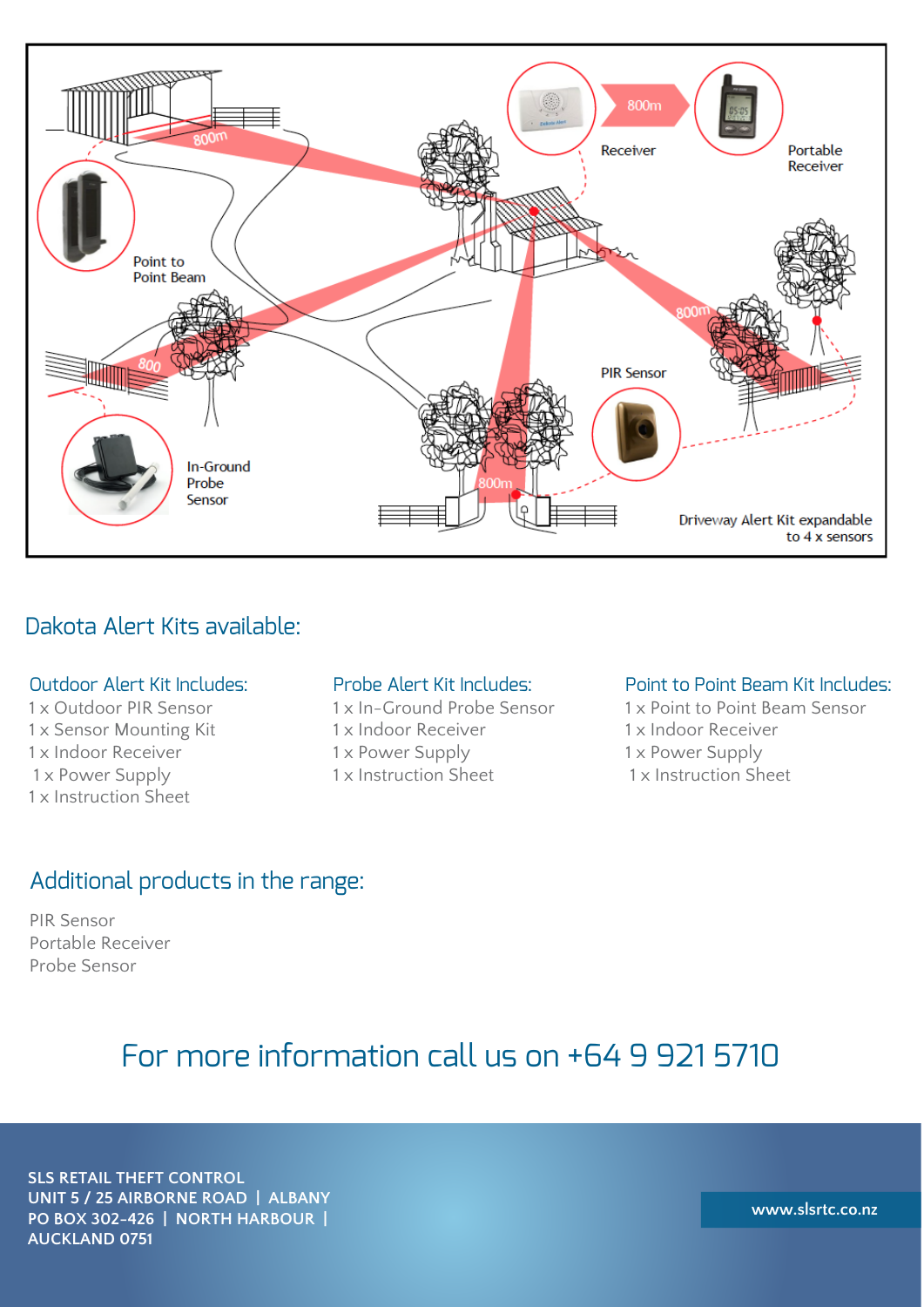800m

800m

Receiver

Portable Receiver

Point to Point Beam

800

800m

PIR Sensor

In-Ground Probe Sensor

800m

Driveway Alert Kit expandable to 4 x sensors

## Dakota Alert Kits available:

### Outdoor Alert Kit Includes:

1 x Outdoor PIR Sensor
1 x Sensor Mounting Kit
1 x Indoor Receiver
1 x Power Supply
1 x Instruction Sheet

### Probe Alert Kit Includes:

1 x In-Ground Probe Sensor
1 x Indoor Receiver
1 x Power Supply
1 x Instruction Sheet

### Point to Point Beam Kit Includes:

1 x Point to Point Beam Sensor
1 x Indoor Receiver
1 x Power Supply
1 x Instruction Sheet

## Additional products in the range:

PIR Sensor
Portable Receiver
Probe Sensor

## For more information call us on +64 9 921 5710

**SLS RETAIL THEFT CONTROL**
**UNIT 5 / 25 AIRBORNE ROAD | ALBANY**
**PO BOX 302-426 | NORTH HARBOUR |**
**AUCKLAND 0751**

**www.slsrtc.co.nz**